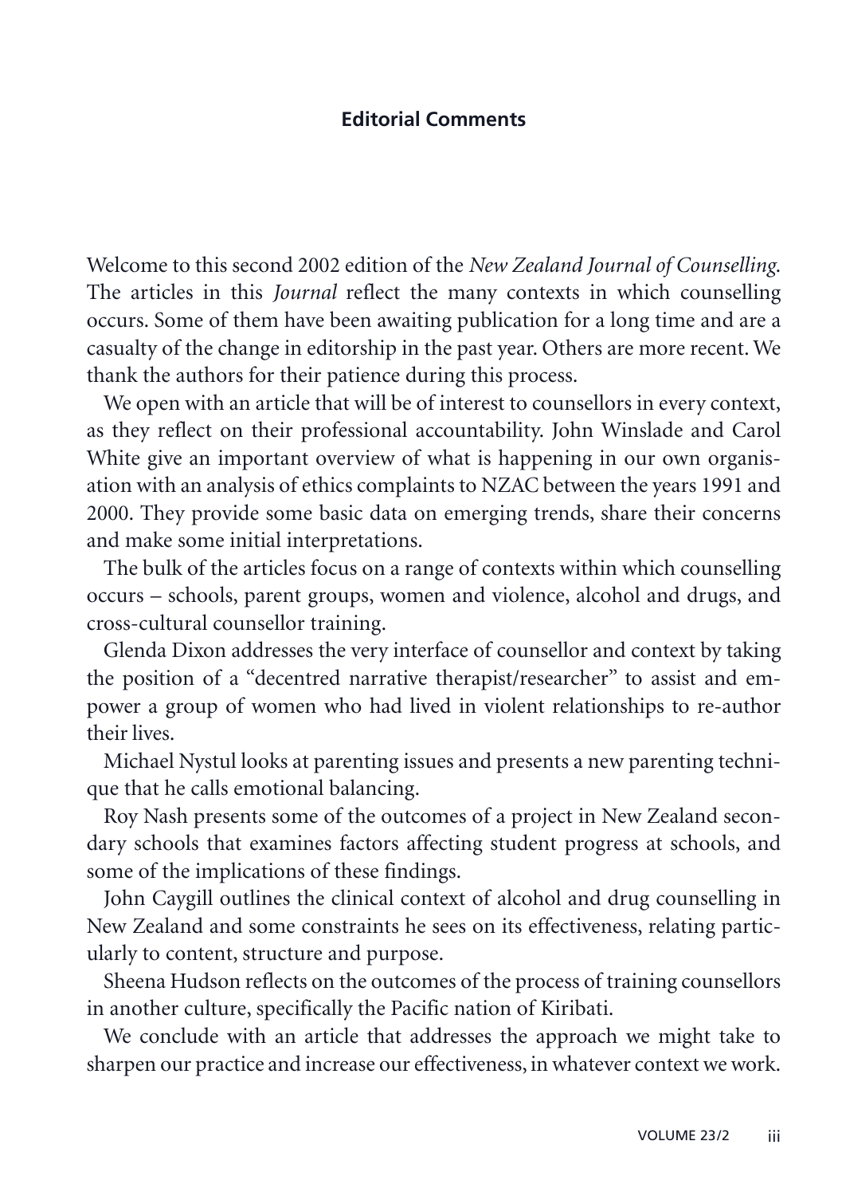# Editorial Comments

Welcome to this second 2002 edition of the *New Zealand Journal of Counselling*. The articles in this *Journal* reflect the many contexts in which counselling occurs. Some of them have been awaiting publication for a long time and are a casualty of the change in editorship in the past year. Others are more recent. We thank the authors for their patience during this process.

We open with an article that will be of interest to counsellors in every context, as they reflect on their professional accountability. John Winslade and Carol White give an important overview of what is happening in our own organisation with an analysis of ethics complaints to NZAC between the years 1991 and 2000. They provide some basic data on emerging trends, share their concerns and make some initial interpretations.

The bulk of the articles focus on a range of contexts within which counselling occurs – schools, parent groups, women and violence, alcohol and drugs, and cross-cultural counsellor training.

Glenda Dixon addresses the very interface of counsellor and context by taking the position of a "decentred narrative therapist/researcher" to assist and empower a group of women who had lived in violent relationships to re-author their lives.

Michael Nystul looks at parenting issues and presents a new parenting technique that he calls emotional balancing.

Roy Nash presents some of the outcomes of a project in New Zealand secondary schools that examines factors affecting student progress at schools, and some of the implications of these findings.

John Caygill outlines the clinical context of alcohol and drug counselling in New Zealand and some constraints he sees on its effectiveness, relating particularly to content, structure and purpose.

Sheena Hudson reflects on the outcomes of the process of training counsellors in another culture, specifically the Pacific nation of Kiribati.

We conclude with an article that addresses the approach we might take to sharpen our practice and increase our effectiveness, in whatever context we work.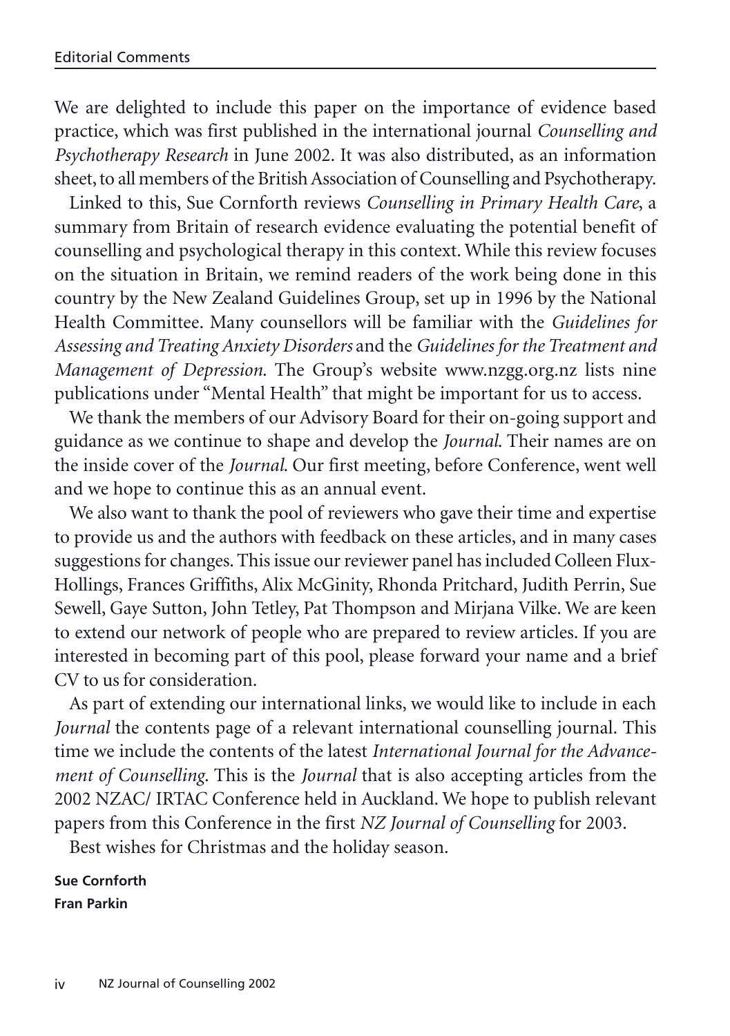We are delighted to include this paper on the importance of evidence based practice, which was first published in the international journal *Counselling and Psychotherapy Research* in June 2002. It was also distributed, as an information sheet, to all members of the British Association of Counselling and Psychotherapy.

Linked to this, Sue Cornforth reviews *Counselling in Primary Health Care*, a summary from Britain of research evidence evaluating the potential benefit of counselling and psychological therapy in this context. While this review focuses on the situation in Britain, we remind readers of the work being done in this country by the New Zealand Guidelines Group, set up in 1996 by the National Health Committee. Many counsellors will be familiar with the *Guidelines for Assessing and Treating Anxiety Disorders* and the *Guidelines for the Treatment and Management of Depression*. The Group's website www.nzgg.org.nz lists nine publications under "Mental Health" that might be important for us to access.

We thank the members of our Advisory Board for their on-going support and guidance as we continue to shape and develop the *Journal*. Their names are on the inside cover of the *Journal*. Our first meeting, before Conference, went well and we hope to continue this as an annual event.

We also want to thank the pool of reviewers who gave their time and expertise to provide us and the authors with feedback on these articles, and in many cases suggestions for changes. This issue our reviewer panel has included Colleen Flux-Hollings, Frances Griffiths, Alix McGinity, Rhonda Pritchard, Judith Perrin, Sue Sewell, Gaye Sutton, John Tetley, Pat Thompson and Mirjana Vilke. We are keen to extend our network of people who are prepared to review articles. If you are interested in becoming part of this pool, please forward your name and a brief CV to us for consideration.

As part of extending our international links, we would like to include in each *Journal* the contents page of a relevant international counselling journal. This time we include the contents of the latest *International Journal for the Advancement of Counselling*. This is the *Journal* that is also accepting articles from the 2002 NZAC/ IRTAC Conference held in Auckland. We hope to publish relevant papers from this Conference in the first *NZ Journal of Counselling* for 2003.

Best wishes for Christmas and the holiday season.

**Sue Cornforth**
**Fran Parkin**